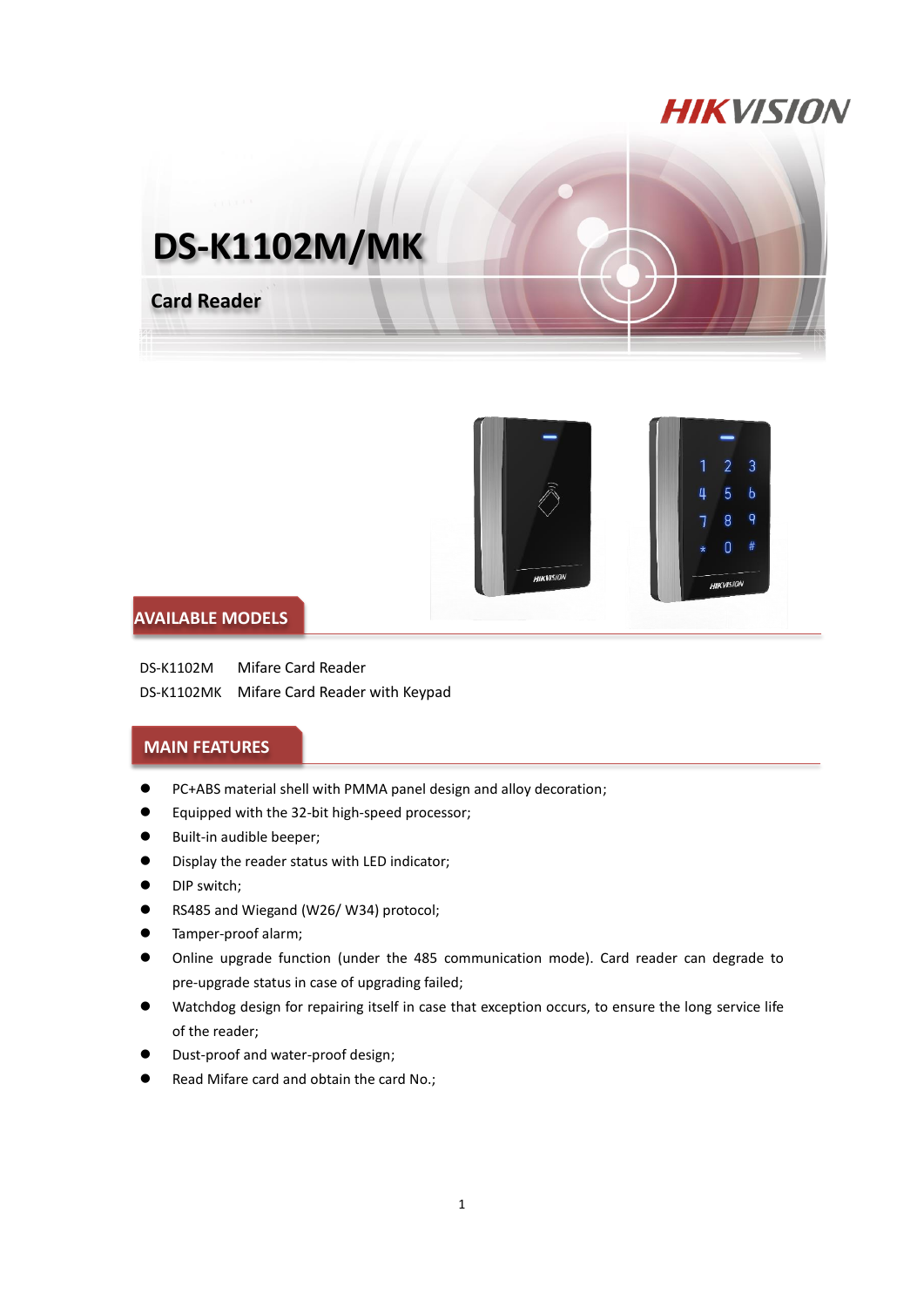# DS-K1102M/MK

## Card Reader

## AVAILABLE MODELS

| | |
|---|---|
| DS-K1102M | Mifare Card Reader |
| DS-K1102MK | Mifare Card Reader with Keypad |

## MAIN FEATURES

- PC+ABS material shell with PMMA panel design and alloy decoration;
- Equipped with the 32-bit high-speed processor;
- Built-in audible beeper;
- Display the reader status with LED indicator;
- DIP switch;
- RS485 and Wiegand (W26/ W34) protocol;
- Tamper-proof alarm;
- Online upgrade function (under the 485 communication mode). Card reader can degrade to pre-upgrade status in case of upgrading failed;
- Watchdog design for repairing itself in case that exception occurs, to ensure the long service life of the reader;
- Dust-proof and water-proof design;
- Read Mifare card and obtain the card No.;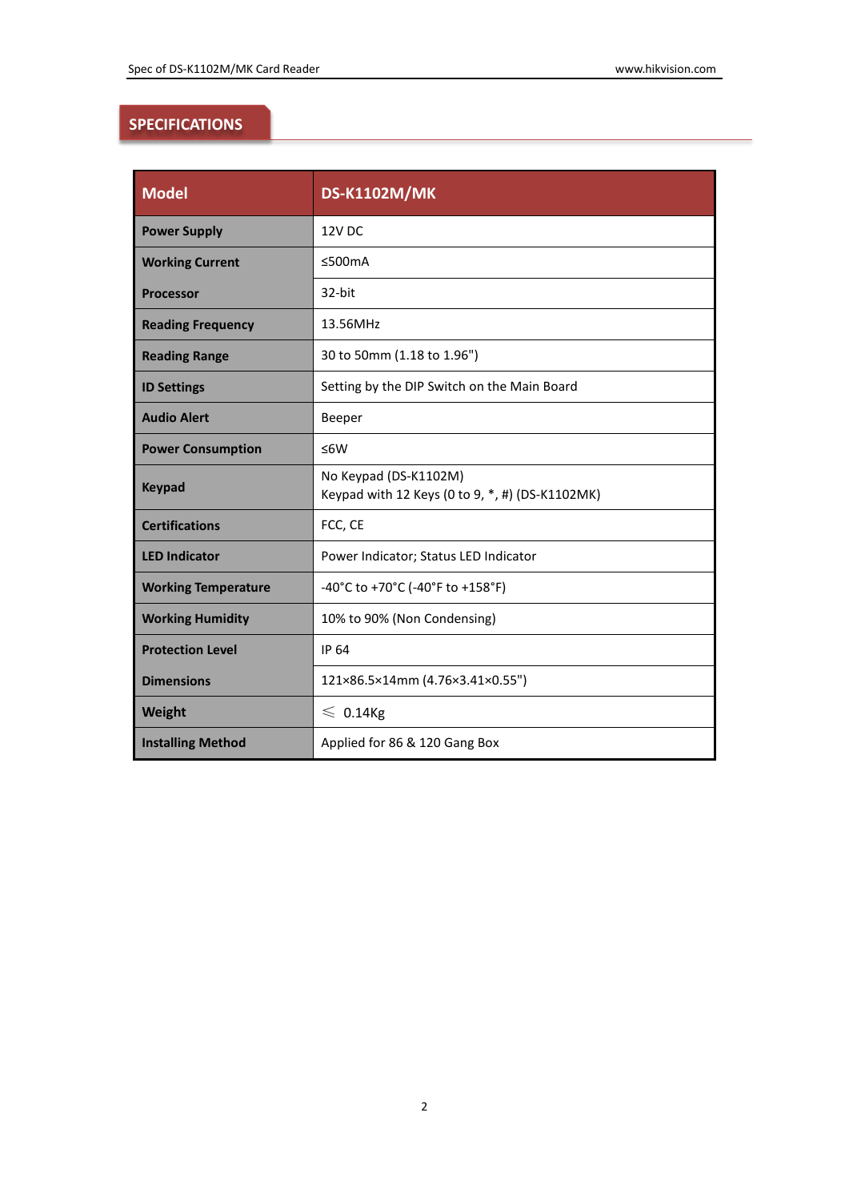## SPECIFICATIONS

| Model | DS-K1102M/MK |
|---|---|
| Power Supply | 12V DC |
| Working Current | ≤500mA |
| Processor | 32-bit |
| Reading Frequency | 13.56MHz |
| Reading Range | 30 to 50mm (1.18 to 1.96") |
| ID Settings | Setting by the DIP Switch on the Main Board |
| Audio Alert | Beeper |
| Power Consumption | ≤6W |
| Keypad | No Keypad (DS-K1102M)<br>Keypad with 12 Keys (0 to 9, *, #) (DS-K1102MK) |
| Certifications | FCC, CE |
| LED Indicator | Power Indicator; Status LED Indicator |
| Working Temperature | -40°C to +70°C (-40°F to +158°F) |
| Working Humidity | 10% to 90% (Non Condensing) |
| Protection Level | IP 64 |
| Dimensions | 121×86.5×14mm (4.76×3.41×0.55") |
| Weight | ≤ 0.14Kg |
| Installing Method | Applied for 86 & 120 Gang Box |